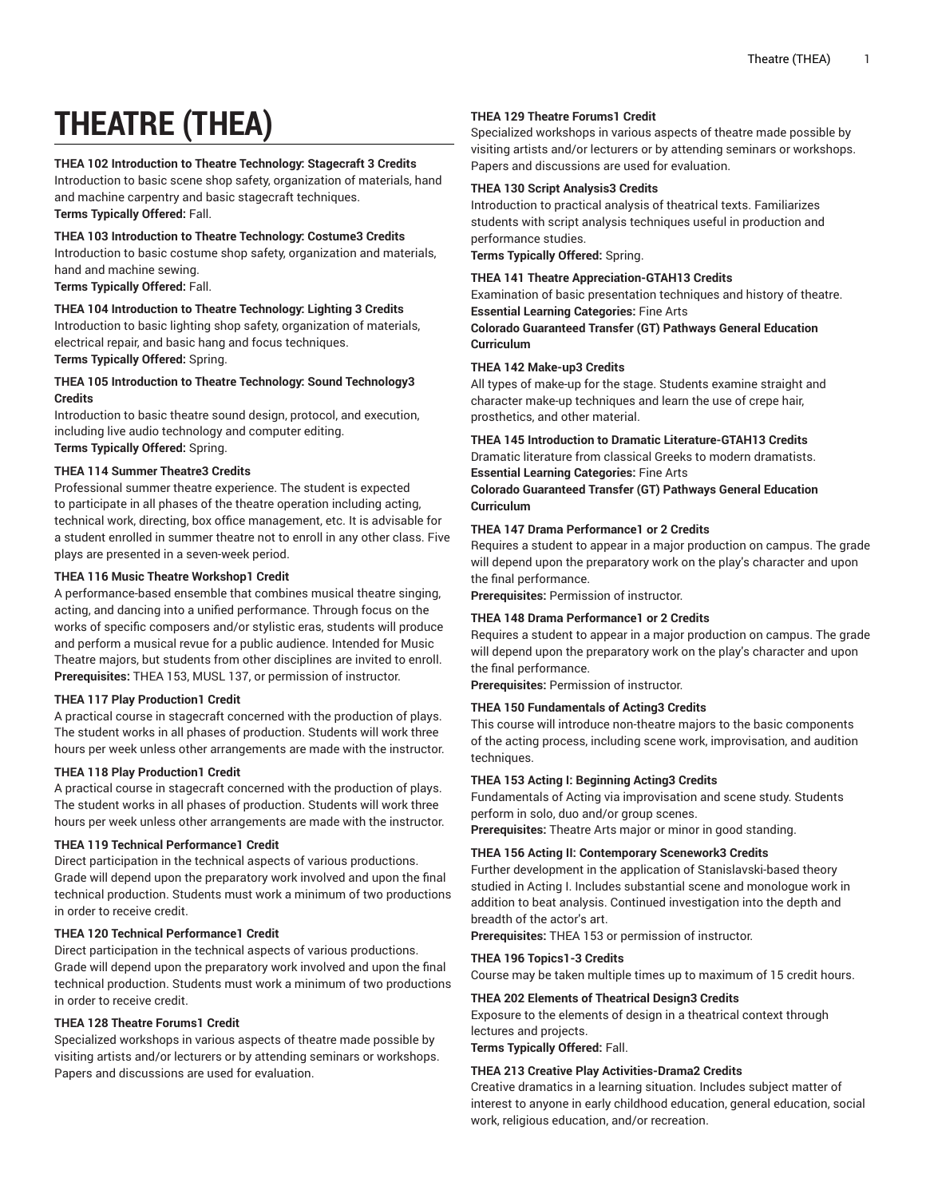# THEATRE (THEA)

**THEA 102 Introduction to Theatre Technology: Stagecraft 3 Credits**

Introduction to basic scene shop safety, organization of materials, hand and machine carpentry and basic stagecraft techniques.

**Terms Typically Offered:** Fall.

**THEA 103 Introduction to Theatre Technology: Costume3 Credits**

Introduction to basic costume shop safety, organization and materials, hand and machine sewing.

**Terms Typically Offered:** Fall.

**THEA 104 Introduction to Theatre Technology: Lighting 3 Credits**

Introduction to basic lighting shop safety, organization of materials, electrical repair, and basic hang and focus techniques.

**Terms Typically Offered:** Spring.

**THEA 105 Introduction to Theatre Technology: Sound Technology3 Credits**

Introduction to basic theatre sound design, protocol, and execution, including live audio technology and computer editing.

**Terms Typically Offered:** Spring.

**THEA 114 Summer Theatre3 Credits**

Professional summer theatre experience. The student is expected to participate in all phases of the theatre operation including acting, technical work, directing, box office management, etc. It is advisable for a student enrolled in summer theatre not to enroll in any other class. Five plays are presented in a seven-week period.

**THEA 116 Music Theatre Workshop1 Credit**

A performance-based ensemble that combines musical theatre singing, acting, and dancing into a unified performance. Through focus on the works of specific composers and/or stylistic eras, students will produce and perform a musical revue for a public audience. Intended for Music Theatre majors, but students from other disciplines are invited to enroll.

**Prerequisites:** THEA 153, MUSL 137, or permission of instructor.

**THEA 117 Play Production1 Credit**

A practical course in stagecraft concerned with the production of plays. The student works in all phases of production. Students will work three hours per week unless other arrangements are made with the instructor.

**THEA 118 Play Production1 Credit**

A practical course in stagecraft concerned with the production of plays. The student works in all phases of production. Students will work three hours per week unless other arrangements are made with the instructor.

**THEA 119 Technical Performance1 Credit**

Direct participation in the technical aspects of various productions. Grade will depend upon the preparatory work involved and upon the final technical production. Students must work a minimum of two productions in order to receive credit.

**THEA 120 Technical Performance1 Credit**

Direct participation in the technical aspects of various productions. Grade will depend upon the preparatory work involved and upon the final technical production. Students must work a minimum of two productions in order to receive credit.

**THEA 128 Theatre Forums1 Credit**

Specialized workshops in various aspects of theatre made possible by visiting artists and/or lecturers or by attending seminars or workshops. Papers and discussions are used for evaluation.

**THEA 129 Theatre Forums1 Credit**

Specialized workshops in various aspects of theatre made possible by visiting artists and/or lecturers or by attending seminars or workshops. Papers and discussions are used for evaluation.

**THEA 130 Script Analysis3 Credits**

Introduction to practical analysis of theatrical texts. Familiarizes students with script analysis techniques useful in production and performance studies.

**Terms Typically Offered:** Spring.

**THEA 141 Theatre Appreciation-GTAH13 Credits**

Examination of basic presentation techniques and history of theatre.

**Essential Learning Categories:** Fine Arts

**Colorado Guaranteed Transfer (GT) Pathways General Education Curriculum**

**THEA 142 Make-up3 Credits**

All types of make-up for the stage. Students examine straight and character make-up techniques and learn the use of crepe hair, prosthetics, and other material.

**THEA 145 Introduction to Dramatic Literature-GTAH13 Credits**

Dramatic literature from classical Greeks to modern dramatists.

**Essential Learning Categories:** Fine Arts

**Colorado Guaranteed Transfer (GT) Pathways General Education Curriculum**

**THEA 147 Drama Performance1 or 2 Credits**

Requires a student to appear in a major production on campus. The grade will depend upon the preparatory work on the play's character and upon the final performance.

**Prerequisites:** Permission of instructor.

**THEA 148 Drama Performance1 or 2 Credits**

Requires a student to appear in a major production on campus. The grade will depend upon the preparatory work on the play's character and upon the final performance.

**Prerequisites:** Permission of instructor.

**THEA 150 Fundamentals of Acting3 Credits**

This course will introduce non-theatre majors to the basic components of the acting process, including scene work, improvisation, and audition techniques.

**THEA 153 Acting I: Beginning Acting3 Credits**

Fundamentals of Acting via improvisation and scene study. Students perform in solo, duo and/or group scenes.

**Prerequisites:** Theatre Arts major or minor in good standing.

**THEA 156 Acting II: Contemporary Scenework3 Credits**

Further development in the application of Stanislavski-based theory studied in Acting I. Includes substantial scene and monologue work in addition to beat analysis. Continued investigation into the depth and breadth of the actor's art.

**Prerequisites:** THEA 153 or permission of instructor.

**THEA 196 Topics1-3 Credits**

Course may be taken multiple times up to maximum of 15 credit hours.

**THEA 202 Elements of Theatrical Design3 Credits**

Exposure to the elements of design in a theatrical context through lectures and projects.

**Terms Typically Offered:** Fall.

**THEA 213 Creative Play Activities-Drama2 Credits**

Creative dramatics in a learning situation. Includes subject matter of interest to anyone in early childhood education, general education, social work, religious education, and/or recreation.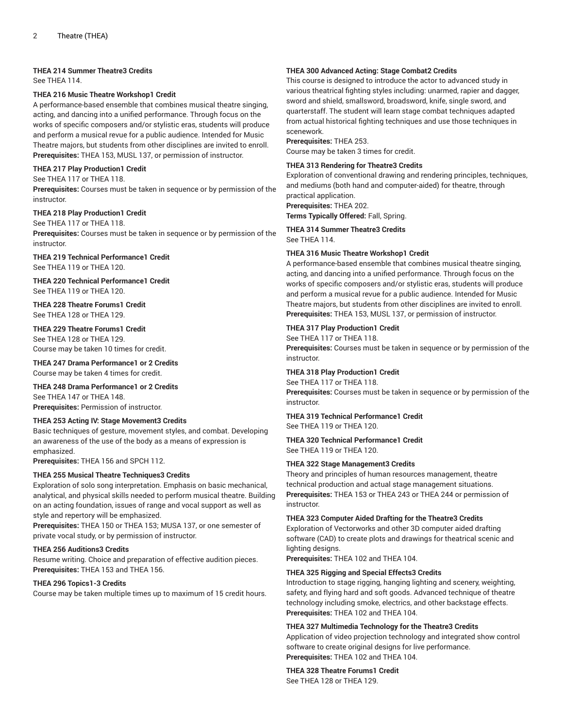**THEA 214 Summer Theatre3 Credits**
See THEA 114.

**THEA 216 Music Theatre Workshop1 Credit**
A performance-based ensemble that combines musical theatre singing, acting, and dancing into a unified performance. Through focus on the works of specific composers and/or stylistic eras, students will produce and perform a musical revue for a public audience. Intended for Music Theatre majors, but students from other disciplines are invited to enroll.
**Prerequisites:** THEA 153, MUSL 137, or permission of instructor.

**THEA 217 Play Production1 Credit**
See THEA 117 or THEA 118.
**Prerequisites:** Courses must be taken in sequence or by permission of the instructor.

**THEA 218 Play Production1 Credit**
See THEA 117 or THEA 118.
**Prerequisites:** Courses must be taken in sequence or by permission of the instructor.

**THEA 219 Technical Performance1 Credit**
See THEA 119 or THEA 120.

**THEA 220 Technical Performance1 Credit**
See THEA 119 or THEA 120.

**THEA 228 Theatre Forums1 Credit**
See THEA 128 or THEA 129.

**THEA 229 Theatre Forums1 Credit**
See THEA 128 or THEA 129.
Course may be taken 10 times for credit.

**THEA 247 Drama Performance1 or 2 Credits**
Course may be taken 4 times for credit.

**THEA 248 Drama Performance1 or 2 Credits**
See THEA 147 or THEA 148.
**Prerequisites:** Permission of instructor.

**THEA 253 Acting IV: Stage Movement3 Credits**
Basic techniques of gesture, movement styles, and combat. Developing an awareness of the use of the body as a means of expression is emphasized.
**Prerequisites:** THEA 156 and SPCH 112.

**THEA 255 Musical Theatre Techniques3 Credits**
Exploration of solo song interpretation. Emphasis on basic mechanical, analytical, and physical skills needed to perform musical theatre. Building on an acting foundation, issues of range and vocal support as well as style and repertory will be emphasized.
**Prerequisites:** THEA 150 or THEA 153; MUSA 137, or one semester of private vocal study, or by permission of instructor.

**THEA 256 Auditions3 Credits**
Resume writing. Choice and preparation of effective audition pieces.
**Prerequisites:** THEA 153 and THEA 156.

**THEA 296 Topics1-3 Credits**
Course may be taken multiple times up to maximum of 15 credit hours.

**THEA 300 Advanced Acting: Stage Combat2 Credits**
This course is designed to introduce the actor to advanced study in various theatrical fighting styles including: unarmed, rapier and dagger, sword and shield, smallsword, broadsword, knife, single sword, and quarterstaff. The student will learn stage combat techniques adapted from actual historical fighting techniques and use those techniques in scenework.
**Prerequisites:** THEA 253.
Course may be taken 3 times for credit.

**THEA 313 Rendering for Theatre3 Credits**
Exploration of conventional drawing and rendering principles, techniques, and mediums (both hand and computer-aided) for theatre, through practical application.
**Prerequisites:** THEA 202.
**Terms Typically Offered:** Fall, Spring.

**THEA 314 Summer Theatre3 Credits**
See THEA 114.

**THEA 316 Music Theatre Workshop1 Credit**
A performance-based ensemble that combines musical theatre singing, acting, and dancing into a unified performance. Through focus on the works of specific composers and/or stylistic eras, students will produce and perform a musical revue for a public audience. Intended for Music Theatre majors, but students from other disciplines are invited to enroll.
**Prerequisites:** THEA 153, MUSL 137, or permission of instructor.

**THEA 317 Play Production1 Credit**
See THEA 117 or THEA 118.
**Prerequisites:** Courses must be taken in sequence or by permission of the instructor.

**THEA 318 Play Production1 Credit**
See THEA 117 or THEA 118.
**Prerequisites:** Courses must be taken in sequence or by permission of the instructor.

**THEA 319 Technical Performance1 Credit**
See THEA 119 or THEA 120.

**THEA 320 Technical Performance1 Credit**
See THEA 119 or THEA 120.

**THEA 322 Stage Management3 Credits**
Theory and principles of human resources management, theatre technical production and actual stage management situations.
**Prerequisites:** THEA 153 or THEA 243 or THEA 244 or permission of instructor.

**THEA 323 Computer Aided Drafting for the Theatre3 Credits**
Exploration of Vectorworks and other 3D computer aided drafting software (CAD) to create plots and drawings for theatrical scenic and lighting designs.
**Prerequisites:** THEA 102 and THEA 104.

**THEA 325 Rigging and Special Effects3 Credits**
Introduction to stage rigging, hanging lighting and scenery, weighting, safety, and flying hard and soft goods. Advanced technique of theatre technology including smoke, electrics, and other backstage effects.
**Prerequisites:** THEA 102 and THEA 104.

**THEA 327 Multimedia Technology for the Theatre3 Credits**
Application of video projection technology and integrated show control software to create original designs for live performance.
**Prerequisites:** THEA 102 and THEA 104.

**THEA 328 Theatre Forums1 Credit**
See THEA 128 or THEA 129.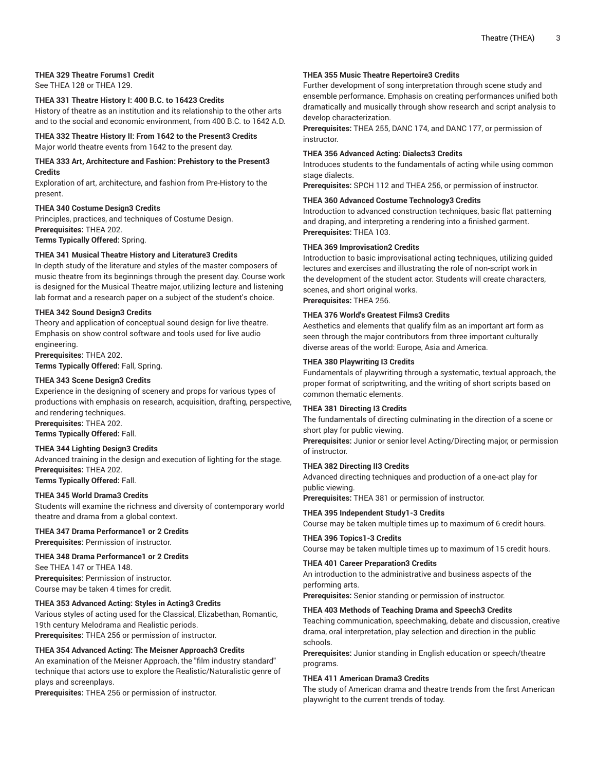**THEA 329 Theatre Forums1 Credit**
See THEA 128 or THEA 129.

**THEA 331 Theatre History I: 400 B.C. to 16423 Credits**
History of theatre as an institution and its relationship to the other arts and to the social and economic environment, from 400 B.C. to 1642 A.D.

**THEA 332 Theatre History II: From 1642 to the Present3 Credits**
Major world theatre events from 1642 to the present day.

**THEA 333 Art, Architecture and Fashion: Prehistory to the Present3 Credits**
Exploration of art, architecture, and fashion from Pre-History to the present.

**THEA 340 Costume Design3 Credits**
Principles, practices, and techniques of Costume Design.
**Prerequisites:** THEA 202.
**Terms Typically Offered:** Spring.

**THEA 341 Musical Theatre History and Literature3 Credits**
In-depth study of the literature and styles of the master composers of music theatre from its beginnings through the present day. Course work is designed for the Musical Theatre major, utilizing lecture and listening lab format and a research paper on a subject of the student's choice.

**THEA 342 Sound Design3 Credits**
Theory and application of conceptual sound design for live theatre. Emphasis on show control software and tools used for live audio engineering.
**Prerequisites:** THEA 202.
**Terms Typically Offered:** Fall, Spring.

**THEA 343 Scene Design3 Credits**
Experience in the designing of scenery and props for various types of productions with emphasis on research, acquisition, drafting, perspective, and rendering techniques.
**Prerequisites:** THEA 202.
**Terms Typically Offered:** Fall.

**THEA 344 Lighting Design3 Credits**
Advanced training in the design and execution of lighting for the stage.
**Prerequisites:** THEA 202.
**Terms Typically Offered:** Fall.

**THEA 345 World Drama3 Credits**
Students will examine the richness and diversity of contemporary world theatre and drama from a global context.

**THEA 347 Drama Performance1 or 2 Credits**
**Prerequisites:** Permission of instructor.

**THEA 348 Drama Performance1 or 2 Credits**
See THEA 147 or THEA 148.
**Prerequisites:** Permission of instructor.
Course may be taken 4 times for credit.

**THEA 353 Advanced Acting: Styles in Acting3 Credits**
Various styles of acting used for the Classical, Elizabethan, Romantic, 19th century Melodrama and Realistic periods.
**Prerequisites:** THEA 256 or permission of instructor.

**THEA 354 Advanced Acting: The Meisner Approach3 Credits**
An examination of the Meisner Approach, the "film industry standard" technique that actors use to explore the Realistic/Naturalistic genre of plays and screenplays.
**Prerequisites:** THEA 256 or permission of instructor.

**THEA 355 Music Theatre Repertoire3 Credits**
Further development of song interpretation through scene study and ensemble performance. Emphasis on creating performances unified both dramatically and musically through show research and script analysis to develop characterization.
**Prerequisites:** THEA 255, DANC 174, and DANC 177, or permission of instructor.

**THEA 356 Advanced Acting: Dialects3 Credits**
Introduces students to the fundamentals of acting while using common stage dialects.
**Prerequisites:** SPCH 112 and THEA 256, or permission of instructor.

**THEA 360 Advanced Costume Technology3 Credits**
Introduction to advanced construction techniques, basic flat patterning and draping, and interpreting a rendering into a finished garment.
**Prerequisites:** THEA 103.

**THEA 369 Improvisation2 Credits**
Introduction to basic improvisational acting techniques, utilizing guided lectures and exercises and illustrating the role of non-script work in the development of the student actor. Students will create characters, scenes, and short original works.
**Prerequisites:** THEA 256.

**THEA 376 World's Greatest Films3 Credits**
Aesthetics and elements that qualify film as an important art form as seen through the major contributors from three important culturally diverse areas of the world: Europe, Asia and America.

**THEA 380 Playwriting I3 Credits**
Fundamentals of playwriting through a systematic, textual approach, the proper format of scriptwriting, and the writing of short scripts based on common thematic elements.

**THEA 381 Directing I3 Credits**
The fundamentals of directing culminating in the direction of a scene or short play for public viewing.
**Prerequisites:** Junior or senior level Acting/Directing major, or permission of instructor.

**THEA 382 Directing II3 Credits**
Advanced directing techniques and production of a one-act play for public viewing.
**Prerequisites:** THEA 381 or permission of instructor.

**THEA 395 Independent Study1-3 Credits**
Course may be taken multiple times up to maximum of 6 credit hours.

**THEA 396 Topics1-3 Credits**
Course may be taken multiple times up to maximum of 15 credit hours.

**THEA 401 Career Preparation3 Credits**
An introduction to the administrative and business aspects of the performing arts.
**Prerequisites:** Senior standing or permission of instructor.

**THEA 403 Methods of Teaching Drama and Speech3 Credits**
Teaching communication, speechmaking, debate and discussion, creative drama, oral interpretation, play selection and direction in the public schools.
**Prerequisites:** Junior standing in English education or speech/theatre programs.

**THEA 411 American Drama3 Credits**
The study of American drama and theatre trends from the first American playwright to the current trends of today.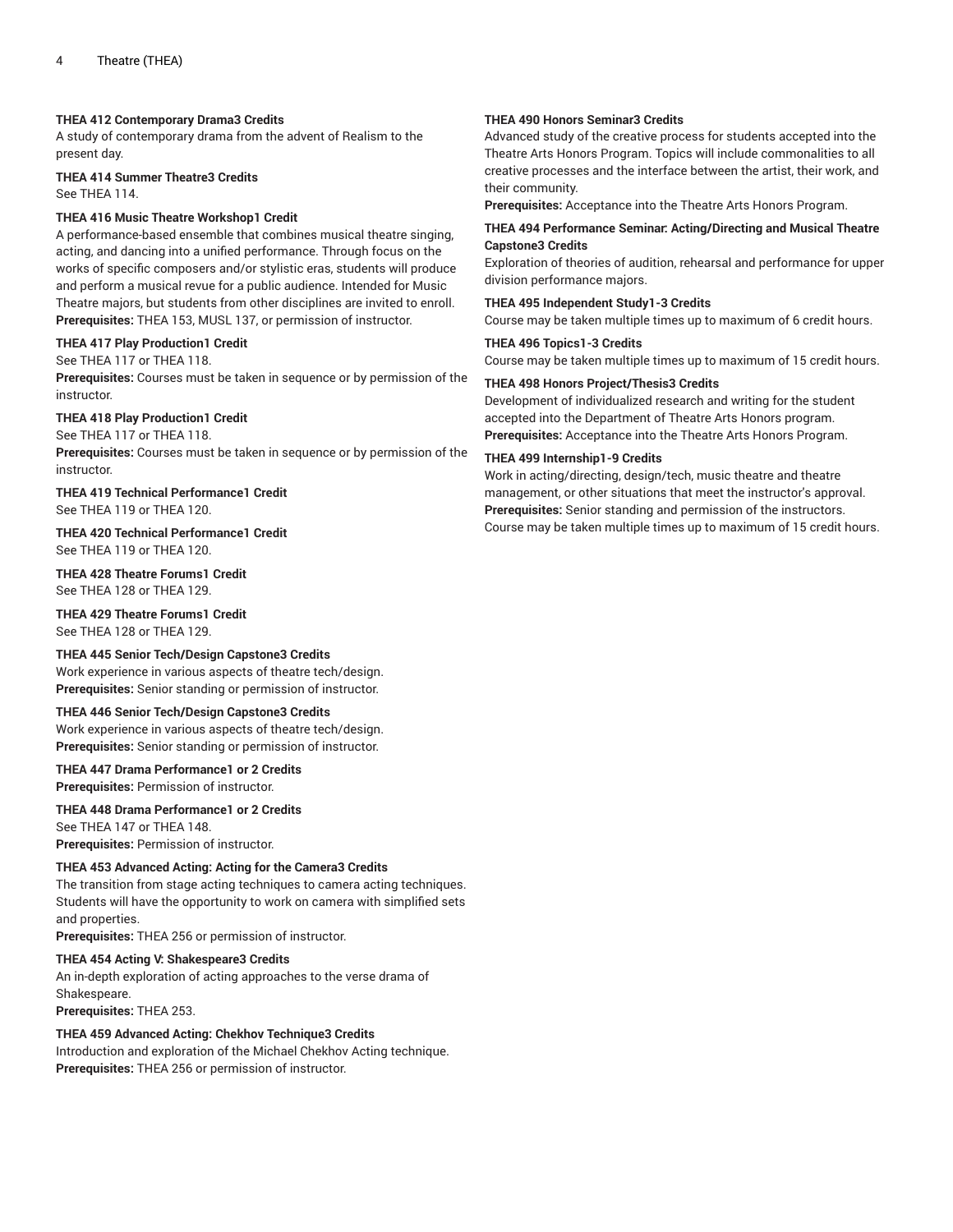**THEA 412 Contemporary Drama3 Credits**

A study of contemporary drama from the advent of Realism to the present day.

**THEA 414 Summer Theatre3 Credits**

See THEA 114.

**THEA 416 Music Theatre Workshop1 Credit**

A performance-based ensemble that combines musical theatre singing, acting, and dancing into a unified performance. Through focus on the works of specific composers and/or stylistic eras, students will produce and perform a musical revue for a public audience. Intended for Music Theatre majors, but students from other disciplines are invited to enroll.

**Prerequisites:** THEA 153, MUSL 137, or permission of instructor.

**THEA 417 Play Production1 Credit**

See THEA 117 or THEA 118.

**Prerequisites:** Courses must be taken in sequence or by permission of the instructor.

**THEA 418 Play Production1 Credit**

See THEA 117 or THEA 118.

**Prerequisites:** Courses must be taken in sequence or by permission of the instructor.

**THEA 419 Technical Performance1 Credit**

See THEA 119 or THEA 120.

**THEA 420 Technical Performance1 Credit**

See THEA 119 or THEA 120.

**THEA 428 Theatre Forums1 Credit**

See THEA 128 or THEA 129.

**THEA 429 Theatre Forums1 Credit**

See THEA 128 or THEA 129.

**THEA 445 Senior Tech/Design Capstone3 Credits**

Work experience in various aspects of theatre tech/design.

**Prerequisites:** Senior standing or permission of instructor.

**THEA 446 Senior Tech/Design Capstone3 Credits**

Work experience in various aspects of theatre tech/design.

**Prerequisites:** Senior standing or permission of instructor.

**THEA 447 Drama Performance1 or 2 Credits**

**Prerequisites:** Permission of instructor.

**THEA 448 Drama Performance1 or 2 Credits**

See THEA 147 or THEA 148.

**Prerequisites:** Permission of instructor.

**THEA 453 Advanced Acting: Acting for the Camera3 Credits**

The transition from stage acting techniques to camera acting techniques. Students will have the opportunity to work on camera with simplified sets and properties.

**Prerequisites:** THEA 256 or permission of instructor.

**THEA 454 Acting V: Shakespeare3 Credits**

An in-depth exploration of acting approaches to the verse drama of Shakespeare.

**Prerequisites:** THEA 253.

**THEA 459 Advanced Acting: Chekhov Technique3 Credits**

Introduction and exploration of the Michael Chekhov Acting technique.

**Prerequisites:** THEA 256 or permission of instructor.

**THEA 490 Honors Seminar3 Credits**

Advanced study of the creative process for students accepted into the Theatre Arts Honors Program. Topics will include commonalities to all creative processes and the interface between the artist, their work, and their community.

**Prerequisites:** Acceptance into the Theatre Arts Honors Program.

**THEA 494 Performance Seminar: Acting/Directing and Musical Theatre Capstone3 Credits**

Exploration of theories of audition, rehearsal and performance for upper division performance majors.

**THEA 495 Independent Study1-3 Credits**

Course may be taken multiple times up to maximum of 6 credit hours.

**THEA 496 Topics1-3 Credits**

Course may be taken multiple times up to maximum of 15 credit hours.

**THEA 498 Honors Project/Thesis3 Credits**

Development of individualized research and writing for the student accepted into the Department of Theatre Arts Honors program.

**Prerequisites:** Acceptance into the Theatre Arts Honors Program.

**THEA 499 Internship1-9 Credits**

Work in acting/directing, design/tech, music theatre and theatre management, or other situations that meet the instructor's approval.

**Prerequisites:** Senior standing and permission of the instructors.

Course may be taken multiple times up to maximum of 15 credit hours.